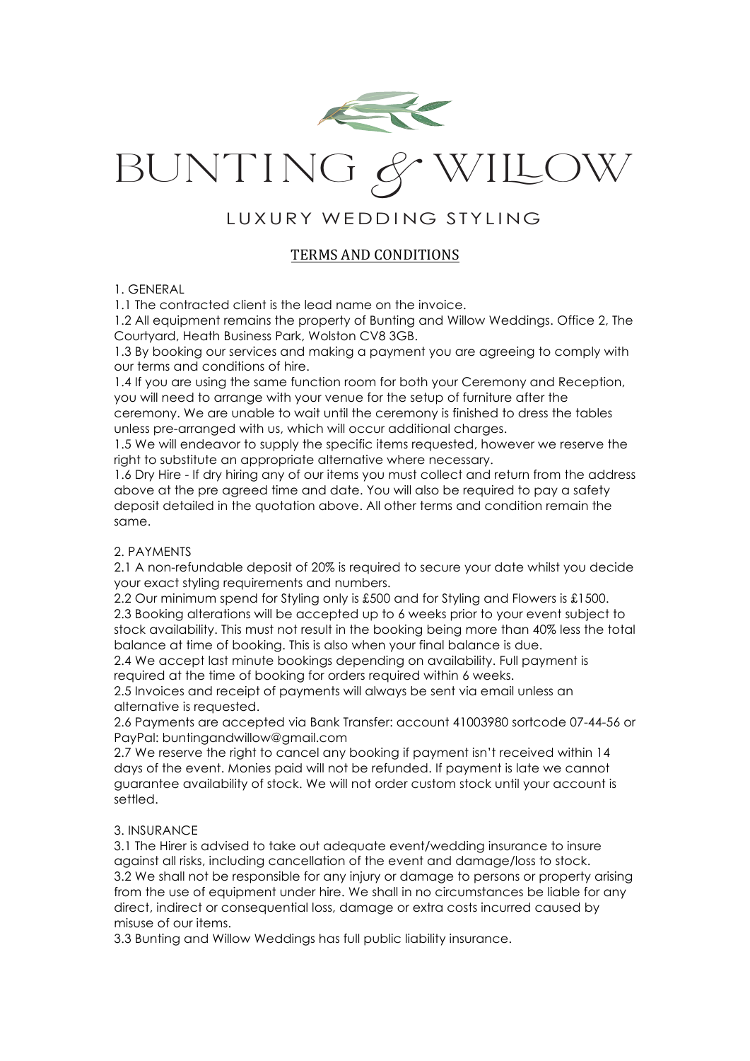# BUNTING & WILLOW

LUXURY WEDDING STYLING

## TERMS AND CONDITIONS

1. GENERAL

1.1 The contracted client is the lead name on the invoice.

1.2 All equipment remains the property of Bunting and Willow Weddings. Office 2, The Courtyard, Heath Business Park, Wolston CV8 3GB.

1.3 By booking our services and making a payment you are agreeing to comply with our terms and conditions of hire.

1.4 If you are using the same function room for both your Ceremony and Reception, you will need to arrange with your venue for the setup of furniture after the ceremony. We are unable to wait until the ceremony is finished to dress the tables unless pre-arranged with us, which will occur additional charges.

1.5 We will endeavor to supply the specific items requested, however we reserve the right to substitute an appropriate alternative where necessary.

1.6 Dry Hire - If dry hiring any of our items you must collect and return from the address above at the pre agreed time and date. You will also be required to pay a safety deposit detailed in the quotation above. All other terms and condition remain the same.

2. PAYMENTS

2.1 A non-refundable deposit of 20% is required to secure your date whilst you decide your exact styling requirements and numbers.

2.2 Our minimum spend for Styling only is £500 and for Styling and Flowers is £1500.

2.3 Booking alterations will be accepted up to 6 weeks prior to your event subject to stock availability. This must not result in the booking being more than 40% less the total balance at time of booking. This is also when your final balance is due.

2.4 We accept last minute bookings depending on availability. Full payment is required at the time of booking for orders required within 6 weeks.

2.5 Invoices and receipt of payments will always be sent via email unless an alternative is requested.

2.6 Payments are accepted via Bank Transfer: account 41003980 sortcode 07-44-56 or PayPal: buntingandwillow@gmail.com

2.7 We reserve the right to cancel any booking if payment isn't received within 14 days of the event. Monies paid will not be refunded. If payment is late we cannot guarantee availability of stock. We will not order custom stock until your account is settled.

3. INSURANCE

3.1 The Hirer is advised to take out adequate event/wedding insurance to insure against all risks, including cancellation of the event and damage/loss to stock.

3.2 We shall not be responsible for any injury or damage to persons or property arising from the use of equipment under hire. We shall in no circumstances be liable for any direct, indirect or consequential loss, damage or extra costs incurred caused by misuse of our items.

3.3 Bunting and Willow Weddings has full public liability insurance.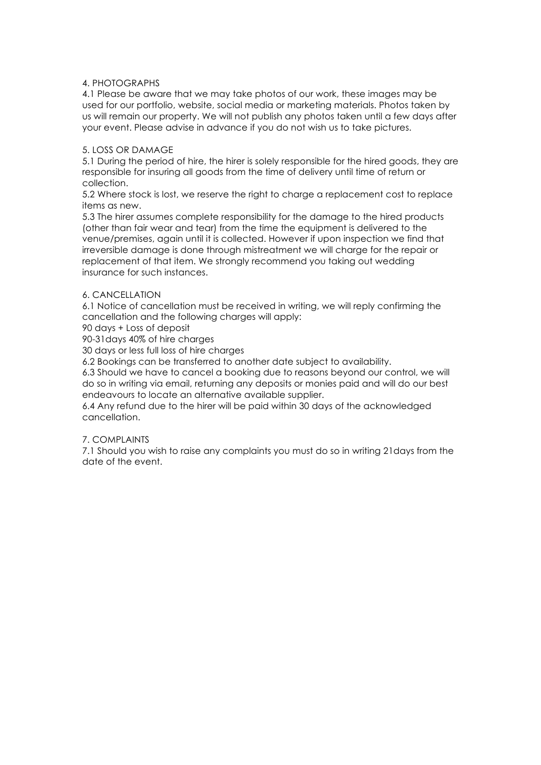## 4. PHOTOGRAPHS

4.1 Please be aware that we may take photos of our work, these images may be used for our portfolio, website, social media or marketing materials. Photos taken by us will remain our property. We will not publish any photos taken until a few days after your event. Please advise in advance if you do not wish us to take pictures.

## 5. LOSS OR DAMAGE

5.1 During the period of hire, the hirer is solely responsible for the hired goods, they are responsible for insuring all goods from the time of delivery until time of return or collection.

5.2 Where stock is lost, we reserve the right to charge a replacement cost to replace items as new.

5.3 The hirer assumes complete responsibility for the damage to the hired products (other than fair wear and tear) from the time the equipment is delivered to the venue/premises, again until it is collected. However if upon inspection we find that irreversible damage is done through mistreatment we will charge for the repair or replacement of that item. We strongly recommend you taking out wedding insurance for such instances.

## 6. CANCELLATION

6.1 Notice of cancellation must be received in writing, we will reply confirming the cancellation and the following charges will apply:

90 days + Loss of deposit

90-31days 40% of hire charges

30 days or less full loss of hire charges

6.2 Bookings can be transferred to another date subject to availability.

6.3 Should we have to cancel a booking due to reasons beyond our control, we will do so in writing via email, returning any deposits or monies paid and will do our best endeavours to locate an alternative available supplier.

6.4 Any refund due to the hirer will be paid within 30 days of the acknowledged cancellation.

## 7. COMPLAINTS

7.1 Should you wish to raise any complaints you must do so in writing 21days from the date of the event.